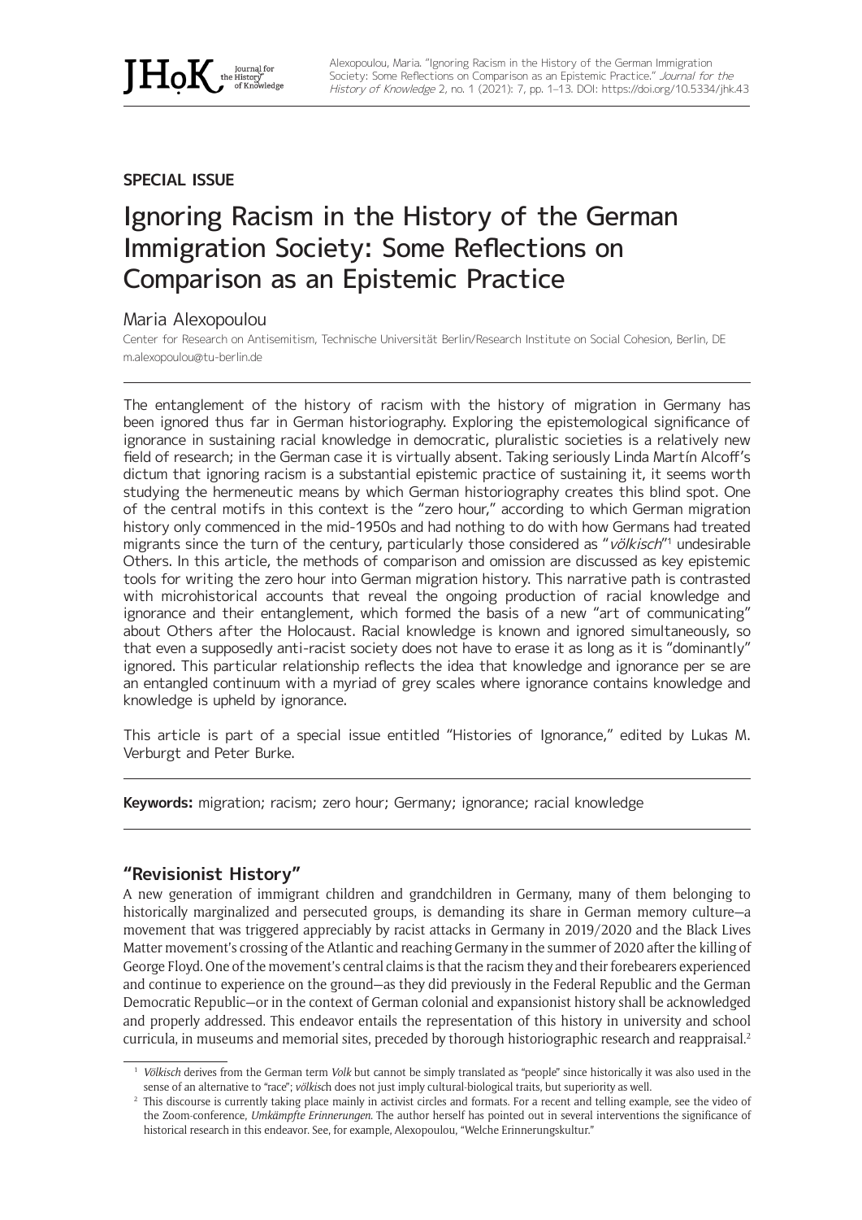**SPECIAL ISSUE**

# Ignoring Racism in the History of the German Immigration Society: Some Reflections on Comparison as an Epistemic Practice

Maria Alexopoulou

Center for Research on Antisemitism, Technische Universität Berlin/Research Institute on Social Cohesion, Berlin, DE
m.alexopoulou@tu-berlin.de

The entanglement of the history of racism with the history of migration in Germany has been ignored thus far in German historiography. Exploring the epistemological significance of ignorance in sustaining racial knowledge in democratic, pluralistic societies is a relatively new field of research; in the German case it is virtually absent. Taking seriously Linda Martín Alcoff's dictum that ignoring racism is a substantial epistemic practice of sustaining it, it seems worth studying the hermeneutic means by which German historiography creates this blind spot. One of the central motifs in this context is the "zero hour," according to which German migration history only commenced in the mid-1950s and had nothing to do with how Germans had treated migrants since the turn of the century, particularly those considered as "*völkisch*"[1] undesirable Others. In this article, the methods of comparison and omission are discussed as key epistemic tools for writing the zero hour into German migration history. This narrative path is contrasted with microhistorical accounts that reveal the ongoing production of racial knowledge and ignorance and their entanglement, which formed the basis of a new "art of communicating" about Others after the Holocaust. Racial knowledge is known and ignored simultaneously, so that even a supposedly anti-racist society does not have to erase it as long as it is "dominantly" ignored. This particular relationship reflects the idea that knowledge and ignorance per se are an entangled continuum with a myriad of grey scales where ignorance contains knowledge and knowledge is upheld by ignorance.

This article is part of a special issue entitled "Histories of Ignorance," edited by Lukas M. Verburgt and Peter Burke.

**Keywords:** migration; racism; zero hour; Germany; ignorance; racial knowledge

## "Revisionist History"

A new generation of immigrant children and grandchildren in Germany, many of them belonging to historically marginalized and persecuted groups, is demanding its share in German memory culture—a movement that was triggered appreciably by racist attacks in Germany in 2019/2020 and the Black Lives Matter movement's crossing of the Atlantic and reaching Germany in the summer of 2020 after the killing of George Floyd. One of the movement's central claims is that the racism they and their forebearers experienced and continue to experience on the ground—as they did previously in the Federal Republic and the German Democratic Republic—or in the context of German colonial and expansionist history shall be acknowledged and properly addressed. This endeavor entails the representation of this history in university and school curricula, in museums and memorial sites, preceded by thorough historiographic research and reappraisal.[2]

---

[1] *Völkisch* derives from the German term *Volk* but cannot be simply translated as "people" since historically it was also used in the sense of an alternative to "race"; *völkisc*h does not just imply cultural-biological traits, but superiority as well.

[2] This discourse is currently taking place mainly in activist circles and formats. For a recent and telling example, see the video of the Zoom-conference, *Umkämpfte Erinnerungen*. The author herself has pointed out in several interventions the significance of historical research in this endeavor. See, for example, Alexopoulou, "Welche Erinnerungskultur."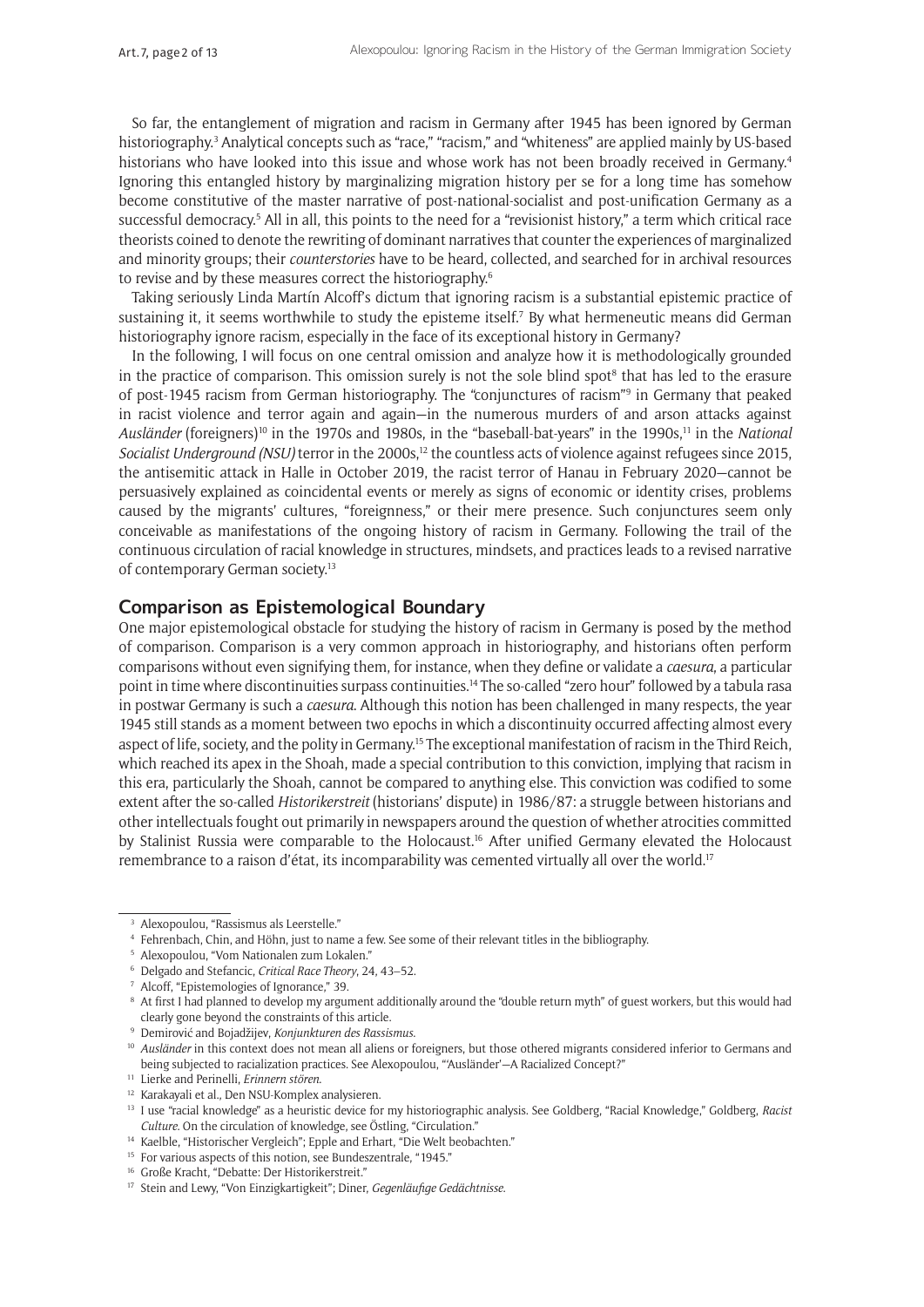So far, the entanglement of migration and racism in Germany after 1945 has been ignored by German historiography.[3] Analytical concepts such as "race," "racism," and "whiteness" are applied mainly by US-based historians who have looked into this issue and whose work has not been broadly received in Germany.[4] Ignoring this entangled history by marginalizing migration history per se for a long time has somehow become constitutive of the master narrative of post-national-socialist and post-unification Germany as a successful democracy.[5] All in all, this points to the need for a "revisionist history," a term which critical race theorists coined to denote the rewriting of dominant narratives that counter the experiences of marginalized and minority groups; their *counterstories* have to be heard, collected, and searched for in archival resources to revise and by these measures correct the historiography.[6]

Taking seriously Linda Martín Alcoff's dictum that ignoring racism is a substantial epistemic practice of sustaining it, it seems worthwhile to study the episteme itself.[7] By what hermeneutic means did German historiography ignore racism, especially in the face of its exceptional history in Germany?

In the following, I will focus on one central omission and analyze how it is methodologically grounded in the practice of comparison. This omission surely is not the sole blind spot[8] that has led to the erasure of post-1945 racism from German historiography. The "conjunctures of racism"[9] in Germany that peaked in racist violence and terror again and again—in the numerous murders of and arson attacks against *Ausländer* (foreigners)[10] in the 1970s and 1980s, in the "baseball-bat-years" in the 1990s,[11] in the *National Socialist Underground (NSU)* terror in the 2000s,[12] the countless acts of violence against refugees since 2015, the antisemitic attack in Halle in October 2019, the racist terror of Hanau in February 2020—cannot be persuasively explained as coincidental events or merely as signs of economic or identity crises, problems caused by the migrants' cultures, "foreignness," or their mere presence. Such conjunctures seem only conceivable as manifestations of the ongoing history of racism in Germany. Following the trail of the continuous circulation of racial knowledge in structures, mindsets, and practices leads to a revised narrative of contemporary German society.[13]

## Comparison as Epistemological Boundary

One major epistemological obstacle for studying the history of racism in Germany is posed by the method of comparison. Comparison is a very common approach in historiography, and historians often perform comparisons without even signifying them, for instance, when they define or validate a *caesura*, a particular point in time where discontinuities surpass continuities.[14] The so-called "zero hour" followed by a tabula rasa in postwar Germany is such a *caesura*. Although this notion has been challenged in many respects, the year 1945 still stands as a moment between two epochs in which a discontinuity occurred affecting almost every aspect of life, society, and the polity in Germany.[15] The exceptional manifestation of racism in the Third Reich, which reached its apex in the Shoah, made a special contribution to this conviction, implying that racism in this era, particularly the Shoah, cannot be compared to anything else. This conviction was codified to some extent after the so-called *Historikerstreit* (historians' dispute) in 1986/87: a struggle between historians and other intellectuals fought out primarily in newspapers around the question of whether atrocities committed by Stalinist Russia were comparable to the Holocaust.[16] After unified Germany elevated the Holocaust remembrance to a raison d'état, its incomparability was cemented virtually all over the world.[17]

---

[3] Alexopoulou, "Rassismus als Leerstelle."

[4] Fehrenbach, Chin, and Höhn, just to name a few. See some of their relevant titles in the bibliography.

[5] Alexopoulou, "Vom Nationalen zum Lokalen."

[6] Delgado and Stefancic, *Critical Race Theory*, 24, 43–52.

[7] Alcoff, "Epistemologies of Ignorance," 39.

[8] At first I had planned to develop my argument additionally around the "double return myth" of guest workers, but this would had clearly gone beyond the constraints of this article.

[9] Demirović and Bojadžijev, *Konjunkturen des Rassismus*.

[10] *Ausländer* in this context does not mean all aliens or foreigners, but those othered migrants considered inferior to Germans and being subjected to racialization practices. See Alexopoulou, "'Ausländer'—A Racialized Concept?"

[11] Lierke and Perinelli, *Erinnern stören*.

[12] Karakayali et al., Den NSU-Komplex analysieren.

[13] I use "racial knowledge" as a heuristic device for my historiographic analysis. See Goldberg, "Racial Knowledge," Goldberg, *Racist Culture*. On the circulation of knowledge, see Östling, "Circulation."

[14] Kaelble, "Historischer Vergleich"; Epple and Erhart, "Die Welt beobachten."

[15] For various aspects of this notion, see Bundeszentrale, "1945."

[16] Große Kracht, "Debatte: Der Historikerstreit."

[17] Stein and Lewy, "Von Einzigkartigkeit"; Diner, *Gegenläufige Gedächtnisse*.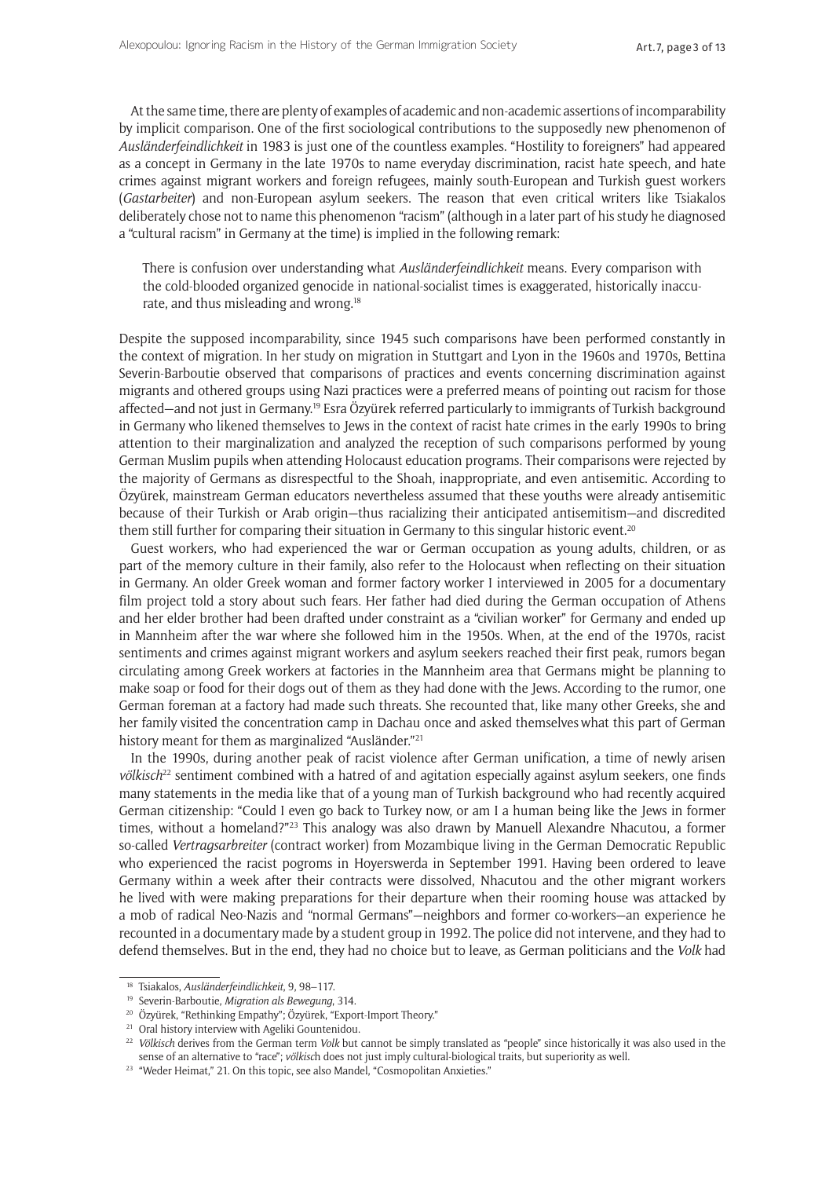At the same time, there are plenty of examples of academic and non-academic assertions of incomparability by implicit comparison. One of the first sociological contributions to the supposedly new phenomenon of *Ausländerfeindlichkeit* in 1983 is just one of the countless examples. "Hostility to foreigners" had appeared as a concept in Germany in the late 1970s to name everyday discrimination, racist hate speech, and hate crimes against migrant workers and foreign refugees, mainly south-European and Turkish guest workers (*Gastarbeiter*) and non-European asylum seekers. The reason that even critical writers like Tsiakalos deliberately chose not to name this phenomenon "racism" (although in a later part of his study he diagnosed a "cultural racism" in Germany at the time) is implied in the following remark:

> There is confusion over understanding what *Ausländerfeindlichkeit* means. Every comparison with the cold-blooded organized genocide in national-socialist times is exaggerated, historically inaccurate, and thus misleading and wrong.[18]

Despite the supposed incomparability, since 1945 such comparisons have been performed constantly in the context of migration. In her study on migration in Stuttgart and Lyon in the 1960s and 1970s, Bettina Severin-Barboutie observed that comparisons of practices and events concerning discrimination against migrants and othered groups using Nazi practices were a preferred means of pointing out racism for those affected—and not just in Germany.[19] Esra Özyürek referred particularly to immigrants of Turkish background in Germany who likened themselves to Jews in the context of racist hate crimes in the early 1990s to bring attention to their marginalization and analyzed the reception of such comparisons performed by young German Muslim pupils when attending Holocaust education programs. Their comparisons were rejected by the majority of Germans as disrespectful to the Shoah, inappropriate, and even antisemitic. According to Özyürek, mainstream German educators nevertheless assumed that these youths were already antisemitic because of their Turkish or Arab origin—thus racializing their anticipated antisemitism—and discredited them still further for comparing their situation in Germany to this singular historic event.[20]

Guest workers, who had experienced the war or German occupation as young adults, children, or as part of the memory culture in their family, also refer to the Holocaust when reflecting on their situation in Germany. An older Greek woman and former factory worker I interviewed in 2005 for a documentary film project told a story about such fears. Her father had died during the German occupation of Athens and her elder brother had been drafted under constraint as a "civilian worker" for Germany and ended up in Mannheim after the war where she followed him in the 1950s. When, at the end of the 1970s, racist sentiments and crimes against migrant workers and asylum seekers reached their first peak, rumors began circulating among Greek workers at factories in the Mannheim area that Germans might be planning to make soap or food for their dogs out of them as they had done with the Jews. According to the rumor, one German foreman at a factory had made such threats. She recounted that, like many other Greeks, she and her family visited the concentration camp in Dachau once and asked themselves what this part of German history meant for them as marginalized "Ausländer."[21]

In the 1990s, during another peak of racist violence after German unification, a time of newly arisen *völkisch*[22] sentiment combined with a hatred of and agitation especially against asylum seekers, one finds many statements in the media like that of a young man of Turkish background who had recently acquired German citizenship: "Could I even go back to Turkey now, or am I a human being like the Jews in former times, without a homeland?"[23] This analogy was also drawn by Manuell Alexandre Nhacutou, a former so-called *Vertragsarbeiter* (contract worker) from Mozambique living in the German Democratic Republic who experienced the racist pogroms in Hoyerswerda in September 1991. Having been ordered to leave Germany within a week after their contracts were dissolved, Nhacutou and the other migrant workers he lived with were making preparations for their departure when their rooming house was attacked by a mob of radical Neo-Nazis and "normal Germans"—neighbors and former co-workers—an experience he recounted in a documentary made by a student group in 1992. The police did not intervene, and they had to defend themselves. But in the end, they had no choice but to leave, as German politicians and the *Volk* had

---

[18] Tsiakalos, *Ausländerfeindlichkeit*, 9, 98–117.

[19] Severin-Barboutie, *Migration als Bewegung*, 314.

[20] Özyürek, "Rethinking Empathy"; Özyürek, "Export-Import Theory."

[21] Oral history interview with Ageliki Gountenidou.

[22] *Völkisch* derives from the German term *Volk* but cannot be simply translated as "people" since historically it was also used in the sense of an alternative to "race"; *völkisch* does not just imply cultural-biological traits, but superiority as well.

[23] "Weder Heimat," 21. On this topic, see also Mandel, "Cosmopolitan Anxieties."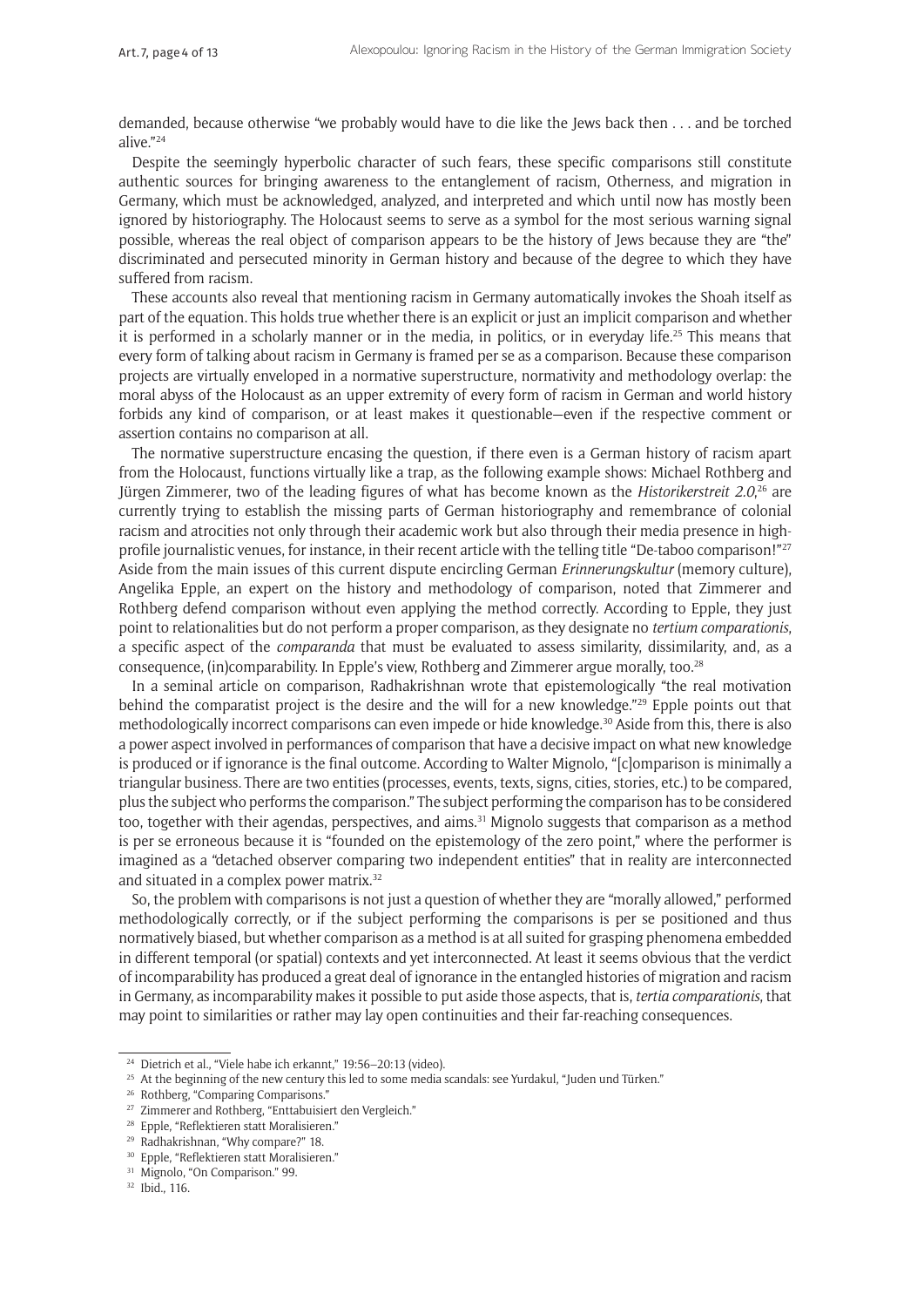demanded, because otherwise "we probably would have to die like the Jews back then . . . and be torched alive."[24]

Despite the seemingly hyperbolic character of such fears, these specific comparisons still constitute authentic sources for bringing awareness to the entanglement of racism, Otherness, and migration in Germany, which must be acknowledged, analyzed, and interpreted and which until now has mostly been ignored by historiography. The Holocaust seems to serve as a symbol for the most serious warning signal possible, whereas the real object of comparison appears to be the history of Jews because they are "the" discriminated and persecuted minority in German history and because of the degree to which they have suffered from racism.

These accounts also reveal that mentioning racism in Germany automatically invokes the Shoah itself as part of the equation. This holds true whether there is an explicit or just an implicit comparison and whether it is performed in a scholarly manner or in the media, in politics, or in everyday life.[25] This means that every form of talking about racism in Germany is framed per se as a comparison. Because these comparison projects are virtually enveloped in a normative superstructure, normativity and methodology overlap: the moral abyss of the Holocaust as an upper extremity of every form of racism in German and world history forbids any kind of comparison, or at least makes it questionable—even if the respective comment or assertion contains no comparison at all.

The normative superstructure encasing the question, if there even is a German history of racism apart from the Holocaust, functions virtually like a trap, as the following example shows: Michael Rothberg and Jürgen Zimmerer, two of the leading figures of what has become known as the *Historikerstreit 2.0*,[26] are currently trying to establish the missing parts of German historiography and remembrance of colonial racism and atrocities not only through their academic work but also through their media presence in high-profile journalistic venues, for instance, in their recent article with the telling title "De-taboo comparison!"[27] Aside from the main issues of this current dispute encircling German *Erinnerungskultur* (memory culture), Angelika Epple, an expert on the history and methodology of comparison, noted that Zimmerer and Rothberg defend comparison without even applying the method correctly. According to Epple, they just point to relationalities but do not perform a proper comparison, as they designate no *tertium comparationis*, a specific aspect of the *comparanda* that must be evaluated to assess similarity, dissimilarity, and, as a consequence, (in)comparability. In Epple's view, Rothberg and Zimmerer argue morally, too.[28]

In a seminal article on comparison, Radhakrishnan wrote that epistemologically "the real motivation behind the comparatist project is the desire and the will for a new knowledge."[29] Epple points out that methodologically incorrect comparisons can even impede or hide knowledge.[30] Aside from this, there is also a power aspect involved in performances of comparison that have a decisive impact on what new knowledge is produced or if ignorance is the final outcome. According to Walter Mignolo, "[c]omparison is minimally a triangular business. There are two entities (processes, events, texts, signs, cities, stories, etc.) to be compared, plus the subject who performs the comparison." The subject performing the comparison has to be considered too, together with their agendas, perspectives, and aims.[31] Mignolo suggests that comparison as a method is per se erroneous because it is "founded on the epistemology of the zero point," where the performer is imagined as a "detached observer comparing two independent entities" that in reality are interconnected and situated in a complex power matrix.[32]

So, the problem with comparisons is not just a question of whether they are "morally allowed," performed methodologically correctly, or if the subject performing the comparisons is per se positioned and thus normatively biased, but whether comparison as a method is at all suited for grasping phenomena embedded in different temporal (or spatial) contexts and yet interconnected. At least it seems obvious that the verdict of incomparability has produced a great deal of ignorance in the entangled histories of migration and racism in Germany, as incomparability makes it possible to put aside those aspects, that is, *tertia comparationis*, that may point to similarities or rather may lay open continuities and their far-reaching consequences.

---

[24] Dietrich et al., "Viele habe ich erkannt," 19:56–20:13 (video).

[25] At the beginning of the new century this led to some media scandals: see Yurdakul, "Juden und Türken."

[26] Rothberg, "Comparing Comparisons."

[27] Zimmerer and Rothberg, "Enttabuisiert den Vergleich."

[28] Epple, "Reflektieren statt Moralisieren."

[29] Radhakrishnan, "Why compare?" 18.

[30] Epple, "Reflektieren statt Moralisieren."

[31] Mignolo, "On Comparison." 99.

[32] Ibid., 116.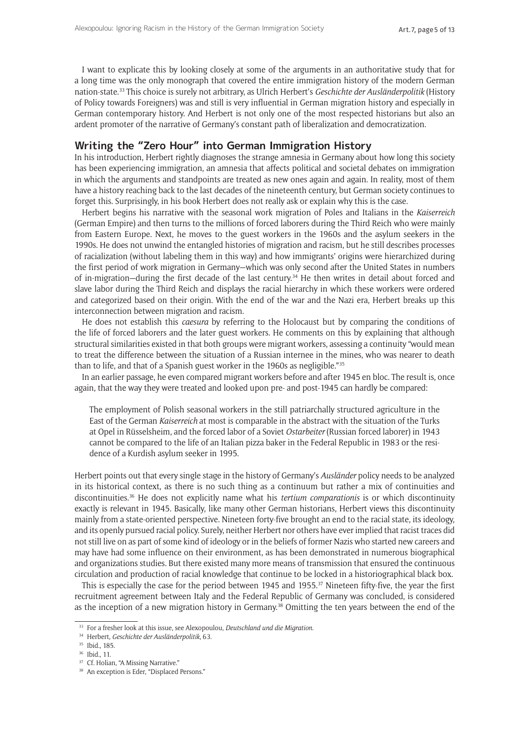I want to explicate this by looking closely at some of the arguments in an authoritative study that for a long time was the only monograph that covered the entire immigration history of the modern German nation-state.[33] This choice is surely not arbitrary, as Ulrich Herbert's *Geschichte der Ausländerpolitik* (History of Policy towards Foreigners) was and still is very influential in German migration history and especially in German contemporary history. And Herbert is not only one of the most respected historians but also an ardent promoter of the narrative of Germany's constant path of liberalization and democratization.

## Writing the "Zero Hour" into German Immigration History

In his introduction, Herbert rightly diagnoses the strange amnesia in Germany about how long this society has been experiencing immigration, an amnesia that affects political and societal debates on immigration in which the arguments and standpoints are treated as new ones again and again. In reality, most of them have a history reaching back to the last decades of the nineteenth century, but German society continues to forget this. Surprisingly, in his book Herbert does not really ask or explain why this is the case.

Herbert begins his narrative with the seasonal work migration of Poles and Italians in the *Kaiserreich* (German Empire) and then turns to the millions of forced laborers during the Third Reich who were mainly from Eastern Europe. Next, he moves to the guest workers in the 1960s and the asylum seekers in the 1990s. He does not unwind the entangled histories of migration and racism, but he still describes processes of racialization (without labeling them in this way) and how immigrants' origins were hierarchized during the first period of work migration in Germany—which was only second after the United States in numbers of in-migration—during the first decade of the last century.[34] He then writes in detail about forced and slave labor during the Third Reich and displays the racial hierarchy in which these workers were ordered and categorized based on their origin. With the end of the war and the Nazi era, Herbert breaks up this interconnection between migration and racism.

He does not establish this *caesura* by referring to the Holocaust but by comparing the conditions of the life of forced laborers and the later guest workers. He comments on this by explaining that although structural similarities existed in that both groups were migrant workers, assessing a continuity "would mean to treat the difference between the situation of a Russian internee in the mines, who was nearer to death than to life, and that of a Spanish guest worker in the 1960s as negligible."[35]

In an earlier passage, he even compared migrant workers before and after 1945 en bloc. The result is, once again, that the way they were treated and looked upon pre- and post-1945 can hardly be compared:

> The employment of Polish seasonal workers in the still patriarchally structured agriculture in the East of the German *Kaiserreich* at most is comparable in the abstract with the situation of the Turks at Opel in Rüsselsheim, and the forced labor of a Soviet *Ostarbeiter* (Russian forced laborer) in 1943 cannot be compared to the life of an Italian pizza baker in the Federal Republic in 1983 or the residence of a Kurdish asylum seeker in 1995.

Herbert points out that every single stage in the history of Germany's *Ausländer* policy needs to be analyzed in its historical context, as there is no such thing as a continuum but rather a mix of continuities and discontinuities.[36] He does not explicitly name what his *tertium comparationis* is or which discontinuity exactly is relevant in 1945. Basically, like many other German historians, Herbert views this discontinuity mainly from a state-oriented perspective. Nineteen forty-five brought an end to the racial state, its ideology, and its openly pursued racial policy. Surely, neither Herbert nor others have ever implied that racist traces did not still live on as part of some kind of ideology or in the beliefs of former Nazis who started new careers and may have had some influence on their environment, as has been demonstrated in numerous biographical and organizations studies. But there existed many more means of transmission that ensured the continuous circulation and production of racial knowledge that continue to be locked in a historiographical black box.

This is especially the case for the period between 1945 and 1955.[37] Nineteen fifty-five, the year the first recruitment agreement between Italy and the Federal Republic of Germany was concluded, is considered as the inception of a new migration history in Germany.[38] Omitting the ten years between the end of the

---

[33] For a fresher look at this issue, see Alexopoulou, *Deutschland und die Migration*.
[34] Herbert, *Geschichte der Ausländerpolitik*, 63.
[35] Ibid., 185.
[36] Ibid., 11.
[37] Cf. Holian, "A Missing Narrative."
[38] An exception is Eder, "Displaced Persons."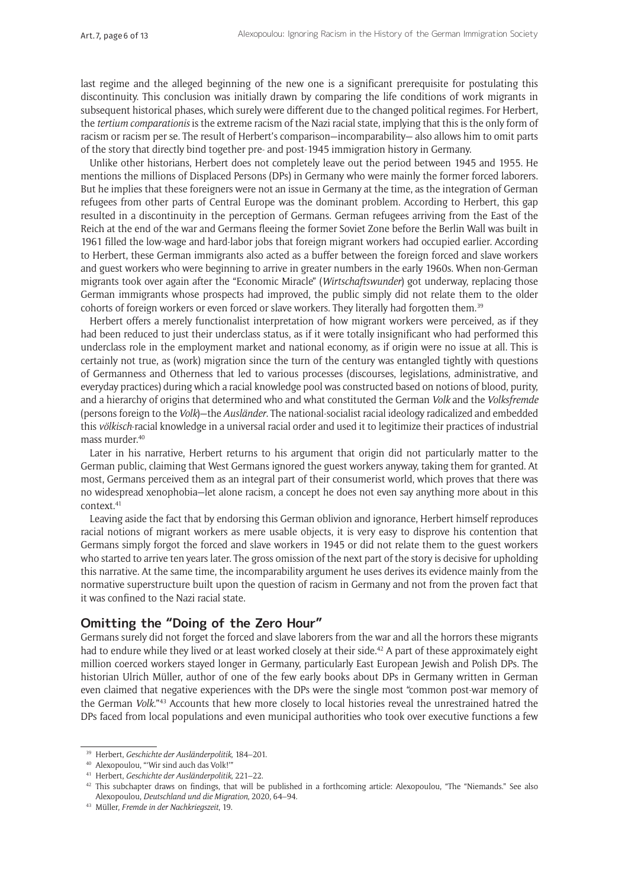last regime and the alleged beginning of the new one is a significant prerequisite for postulating this discontinuity. This conclusion was initially drawn by comparing the life conditions of work migrants in subsequent historical phases, which surely were different due to the changed political regimes. For Herbert, the *tertium comparationis* is the extreme racism of the Nazi racial state, implying that this is the only form of racism or racism per se. The result of Herbert's comparison—incomparability— also allows him to omit parts of the story that directly bind together pre- and post-1945 immigration history in Germany.

Unlike other historians, Herbert does not completely leave out the period between 1945 and 1955. He mentions the millions of Displaced Persons (DPs) in Germany who were mainly the former forced laborers. But he implies that these foreigners were not an issue in Germany at the time, as the integration of German refugees from other parts of Central Europe was the dominant problem. According to Herbert, this gap resulted in a discontinuity in the perception of Germans. German refugees arriving from the East of the Reich at the end of the war and Germans fleeing the former Soviet Zone before the Berlin Wall was built in 1961 filled the low-wage and hard-labor jobs that foreign migrant workers had occupied earlier. According to Herbert, these German immigrants also acted as a buffer between the foreign forced and slave workers and guest workers who were beginning to arrive in greater numbers in the early 1960s. When non-German migrants took over again after the "Economic Miracle" (*Wirtschaftswunder*) got underway, replacing those German immigrants whose prospects had improved, the public simply did not relate them to the older cohorts of foreign workers or even forced or slave workers. They literally had forgotten them.[39]

Herbert offers a merely functionalist interpretation of how migrant workers were perceived, as if they had been reduced to just their underclass status, as if it were totally insignificant who had performed this underclass role in the employment market and national economy, as if origin were no issue at all. This is certainly not true, as (work) migration since the turn of the century was entangled tightly with questions of Germanness and Otherness that led to various processes (discourses, legislations, administrative, and everyday practices) during which a racial knowledge pool was constructed based on notions of blood, purity, and a hierarchy of origins that determined who and what constituted the German *Volk* and the *Volksfremde* (persons foreign to the *Volk*)—the *Ausländer*. The national-socialist racial ideology radicalized and embedded this *völkisch*-racial knowledge in a universal racial order and used it to legitimize their practices of industrial mass murder.[40]

Later in his narrative, Herbert returns to his argument that origin did not particularly matter to the German public, claiming that West Germans ignored the guest workers anyway, taking them for granted. At most, Germans perceived them as an integral part of their consumerist world, which proves that there was no widespread xenophobia—let alone racism, a concept he does not even say anything more about in this context.[41]

Leaving aside the fact that by endorsing this German oblivion and ignorance, Herbert himself reproduces racial notions of migrant workers as mere usable objects, it is very easy to disprove his contention that Germans simply forgot the forced and slave workers in 1945 or did not relate them to the guest workers who started to arrive ten years later. The gross omission of the next part of the story is decisive for upholding this narrative. At the same time, the incomparability argument he uses derives its evidence mainly from the normative superstructure built upon the question of racism in Germany and not from the proven fact that it was confined to the Nazi racial state.

## Omitting the "Doing of the Zero Hour"

Germans surely did not forget the forced and slave laborers from the war and all the horrors these migrants had to endure while they lived or at least worked closely at their side.[42] A part of these approximately eight million coerced workers stayed longer in Germany, particularly East European Jewish and Polish DPs. The historian Ulrich Müller, author of one of the few early books about DPs in Germany written in German even claimed that negative experiences with the DPs were the single most "common post-war memory of the German *Volk*."[43] Accounts that hew more closely to local histories reveal the unrestrained hatred the DPs faced from local populations and even municipal authorities who took over executive functions a few

---

[39] Herbert, *Geschichte der Ausländerpolitik*, 184–201.

[40] Alexopoulou, "'Wir sind auch das Volk!'"

[41] Herbert, *Geschichte der Ausländerpolitik*, 221–22.

[42] This subchapter draws on findings, that will be published in a forthcoming article: Alexopoulou, "The "Niemands." See also Alexopoulou, *Deutschland und die Migration*, 2020, 64–94.

[43] Müller, *Fremde in der Nachkriegszeit*, 19.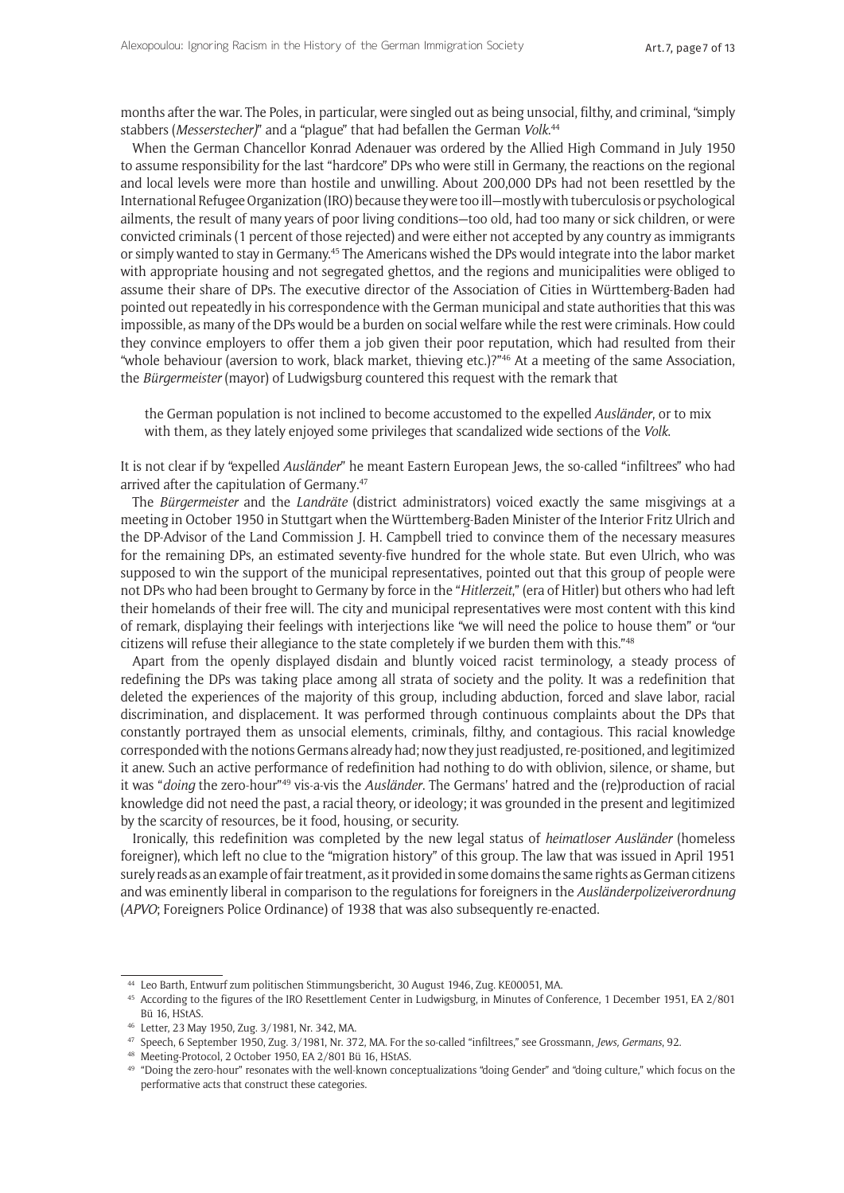months after the war. The Poles, in particular, were singled out as being unsocial, filthy, and criminal, "simply stabbers (*Messerstecher)*" and a "plague" that had befallen the German *Volk*.[44]

When the German Chancellor Konrad Adenauer was ordered by the Allied High Command in July 1950 to assume responsibility for the last "hardcore" DPs who were still in Germany, the reactions on the regional and local levels were more than hostile and unwilling. About 200,000 DPs had not been resettled by the International Refugee Organization (IRO) because they were too ill—mostly with tuberculosis or psychological ailments, the result of many years of poor living conditions—too old, had too many or sick children, or were convicted criminals (1 percent of those rejected) and were either not accepted by any country as immigrants or simply wanted to stay in Germany.[45] The Americans wished the DPs would integrate into the labor market with appropriate housing and not segregated ghettos, and the regions and municipalities were obliged to assume their share of DPs. The executive director of the Association of Cities in Württemberg-Baden had pointed out repeatedly in his correspondence with the German municipal and state authorities that this was impossible, as many of the DPs would be a burden on social welfare while the rest were criminals. How could they convince employers to offer them a job given their poor reputation, which had resulted from their "whole behaviour (aversion to work, black market, thieving etc.)?"[46] At a meeting of the same Association, the *Bürgermeister* (mayor) of Ludwigsburg countered this request with the remark that

> the German population is not inclined to become accustomed to the expelled *Ausländer*, or to mix with them, as they lately enjoyed some privileges that scandalized wide sections of the *Volk*.

It is not clear if by "expelled *Ausländer*" he meant Eastern European Jews, the so-called "infiltrees" who had arrived after the capitulation of Germany.[47]

The *Bürgermeister* and the *Landräte* (district administrators) voiced exactly the same misgivings at a meeting in October 1950 in Stuttgart when the Württemberg-Baden Minister of the Interior Fritz Ulrich and the DP-Advisor of the Land Commission J. H. Campbell tried to convince them of the necessary measures for the remaining DPs, an estimated seventy-five hundred for the whole state. But even Ulrich, who was supposed to win the support of the municipal representatives, pointed out that this group of people were not DPs who had been brought to Germany by force in the "*Hitlerzeit*," (era of Hitler) but others who had left their homelands of their free will. The city and municipal representatives were most content with this kind of remark, displaying their feelings with interjections like "we will need the police to house them" or "our citizens will refuse their allegiance to the state completely if we burden them with this."[48]

Apart from the openly displayed disdain and bluntly voiced racist terminology, a steady process of redefining the DPs was taking place among all strata of society and the polity. It was a redefinition that deleted the experiences of the majority of this group, including abduction, forced and slave labor, racial discrimination, and displacement. It was performed through continuous complaints about the DPs that constantly portrayed them as unsocial elements, criminals, filthy, and contagious. This racial knowledge corresponded with the notions Germans already had; now they just readjusted, re-positioned, and legitimized it anew. Such an active performance of redefinition had nothing to do with oblivion, silence, or shame, but it was "*doing* the zero-hour"[49] vis-a-vis the *Ausländer*. The Germans' hatred and the (re)production of racial knowledge did not need the past, a racial theory, or ideology; it was grounded in the present and legitimized by the scarcity of resources, be it food, housing, or security.

Ironically, this redefinition was completed by the new legal status of *heimatloser Ausländer* (homeless foreigner), which left no clue to the "migration history" of this group. The law that was issued in April 1951 surely reads as an example of fair treatment, as it provided in some domains the same rights as German citizens and was eminently liberal in comparison to the regulations for foreigners in the *Ausländerpolizeiverordnung* (*APVO*; Foreigners Police Ordinance) of 1938 that was also subsequently re-enacted.

---

[44] Leo Barth, Entwurf zum politischen Stimmungsbericht, 30 August 1946, Zug. KE00051, MA.

[45] According to the figures of the IRO Resettlement Center in Ludwigsburg, in Minutes of Conference, 1 December 1951, EA 2/801 Bü 16, HStAS.

[46] Letter, 23 May 1950, Zug. 3/1981, Nr. 342, MA.

[47] Speech, 6 September 1950, Zug. 3/1981, Nr. 372, MA. For the so-called "infiltrees," see Grossmann, *Jews, Germans*, 92.

[48] Meeting-Protocol, 2 October 1950, EA 2/801 Bü 16, HStAS.

[49] "Doing the zero-hour" resonates with the well-known conceptualizations "doing Gender" and "doing culture," which focus on the performative acts that construct these categories.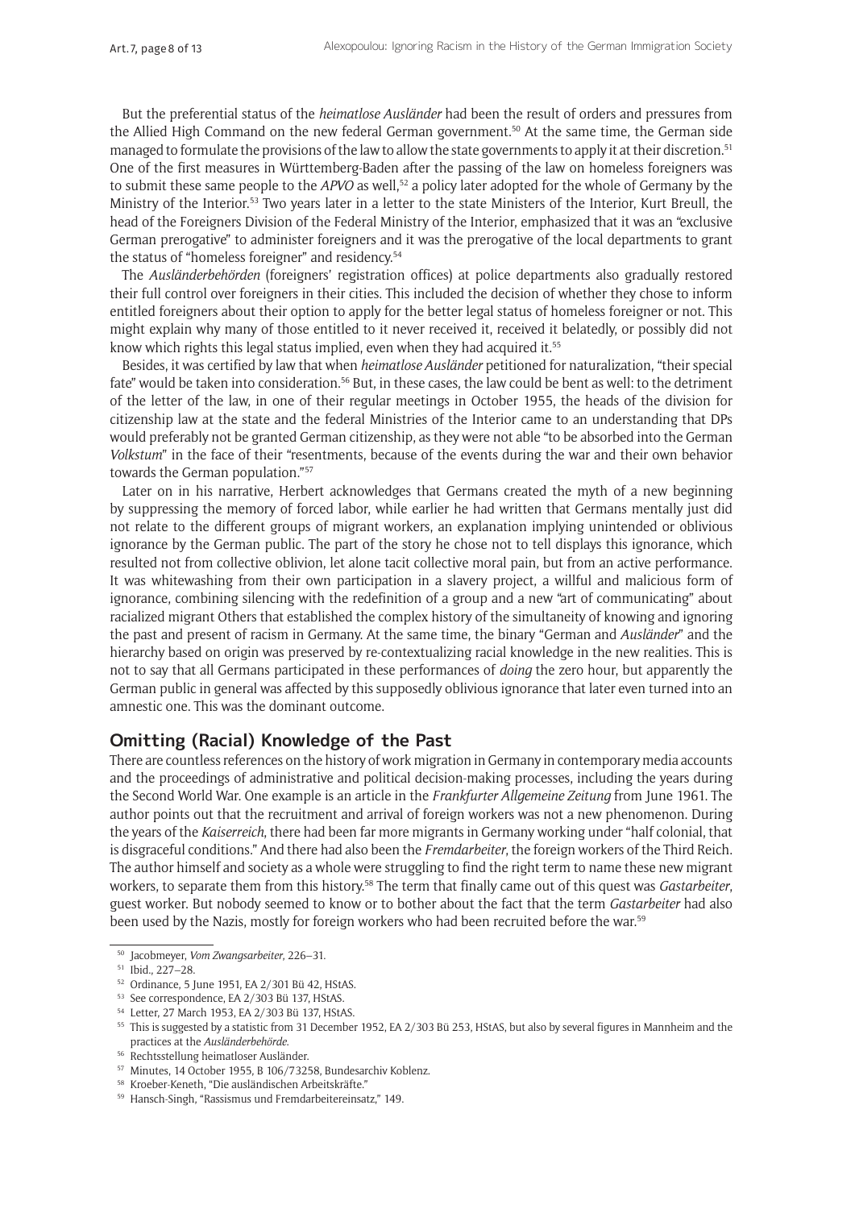But the preferential status of the *heimatlose Ausländer* had been the result of orders and pressures from the Allied High Command on the new federal German government.[50] At the same time, the German side managed to formulate the provisions of the law to allow the state governments to apply it at their discretion.[51] One of the first measures in Württemberg-Baden after the passing of the law on homeless foreigners was to submit these same people to the *APVO* as well,[52] a policy later adopted for the whole of Germany by the Ministry of the Interior.[53] Two years later in a letter to the state Ministers of the Interior, Kurt Breull, the head of the Foreigners Division of the Federal Ministry of the Interior, emphasized that it was an "exclusive German prerogative" to administer foreigners and it was the prerogative of the local departments to grant the status of "homeless foreigner" and residency.[54]

The *Ausländerbehörden* (foreigners' registration offices) at police departments also gradually restored their full control over foreigners in their cities. This included the decision of whether they chose to inform entitled foreigners about their option to apply for the better legal status of homeless foreigner or not. This might explain why many of those entitled to it never received it, received it belatedly, or possibly did not know which rights this legal status implied, even when they had acquired it.[55]

Besides, it was certified by law that when *heimatlose Ausländer* petitioned for naturalization, "their special fate" would be taken into consideration.[56] But, in these cases, the law could be bent as well: to the detriment of the letter of the law, in one of their regular meetings in October 1955, the heads of the division for citizenship law at the state and the federal Ministries of the Interior came to an understanding that DPs would preferably not be granted German citizenship, as they were not able "to be absorbed into the German *Volkstum*" in the face of their "resentments, because of the events during the war and their own behavior towards the German population."[57]

Later on in his narrative, Herbert acknowledges that Germans created the myth of a new beginning by suppressing the memory of forced labor, while earlier he had written that Germans mentally just did not relate to the different groups of migrant workers, an explanation implying unintended or oblivious ignorance by the German public. The part of the story he chose not to tell displays this ignorance, which resulted not from collective oblivion, let alone tacit collective moral pain, but from an active performance. It was whitewashing from their own participation in a slavery project, a willful and malicious form of ignorance, combining silencing with the redefinition of a group and a new "art of communicating" about racialized migrant Others that established the complex history of the simultaneity of knowing and ignoring the past and present of racism in Germany. At the same time, the binary "German and *Ausländer*" and the hierarchy based on origin was preserved by re-contextualizing racial knowledge in the new realities. This is not to say that all Germans participated in these performances of *doing* the zero hour, but apparently the German public in general was affected by this supposedly oblivious ignorance that later even turned into an amnestic one. This was the dominant outcome.

## Omitting (Racial) Knowledge of the Past

There are countless references on the history of work migration in Germany in contemporary media accounts and the proceedings of administrative and political decision-making processes, including the years during the Second World War. One example is an article in the *Frankfurter Allgemeine Zeitung* from June 1961. The author points out that the recruitment and arrival of foreign workers was not a new phenomenon. During the years of the *Kaiserreich*, there had been far more migrants in Germany working under "half colonial, that is disgraceful conditions." And there had also been the *Fremdarbeiter*, the foreign workers of the Third Reich. The author himself and society as a whole were struggling to find the right term to name these new migrant workers, to separate them from this history.[58] The term that finally came out of this quest was *Gastarbeiter*, guest worker. But nobody seemed to know or to bother about the fact that the term *Gastarbeiter* had also been used by the Nazis, mostly for foreign workers who had been recruited before the war.[59]

---

[50] Jacobmeyer, *Vom Zwangsarbeiter*, 226–31.

[51] Ibid., 227–28.

[52] Ordinance, 5 June 1951, EA 2/301 Bü 42, HStAS.

[53] See correspondence, EA 2/303 Bü 137, HStAS.

[54] Letter, 27 March 1953, EA 2/303 Bü 137, HStAS.

[55] This is suggested by a statistic from 31 December 1952, EA 2/303 Bü 253, HStAS, but also by several figures in Mannheim and the practices at the *Ausländerbehörde*.

[56] Rechtsstellung heimatloser Ausländer.

[57] Minutes, 14 October 1955, B 106/73258, Bundesarchiv Koblenz.

[58] Kroeber-Keneth, "Die ausländischen Arbeitskräfte."

[59] Hansch-Singh, "Rassismus und Fremdarbeitereinsatz," 149.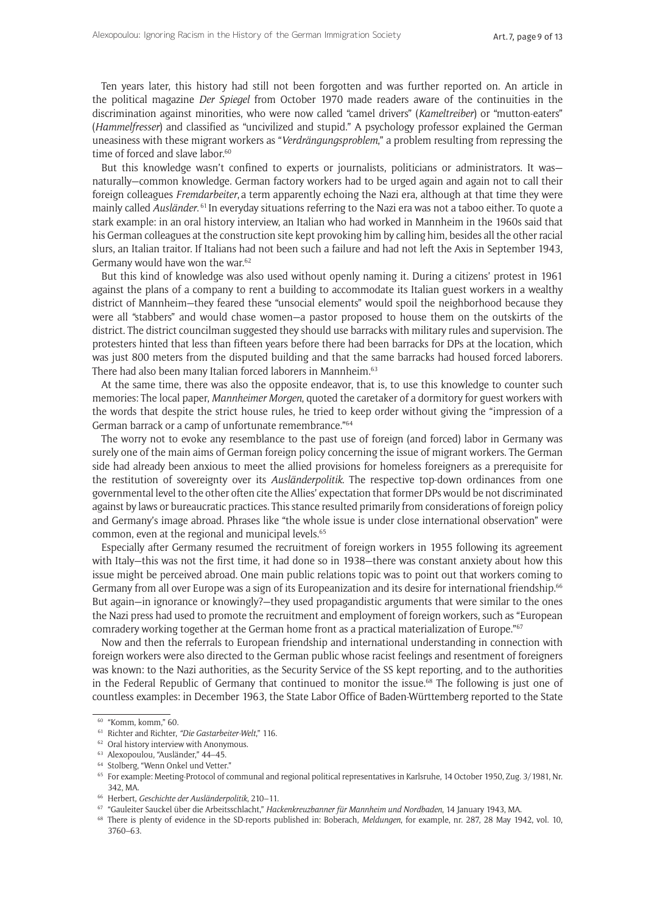Ten years later, this history had still not been forgotten and was further reported on. An article in the political magazine *Der Spiegel* from October 1970 made readers aware of the continuities in the discrimination against minorities, who were now called "camel drivers" (*Kameltreiber*) or "mutton-eaters" (*Hammelfresser*) and classified as "uncivilized and stupid." A psychology professor explained the German uneasiness with these migrant workers as "*Verdrängungsproblem*," a problem resulting from repressing the time of forced and slave labor.[60]

But this knowledge wasn't confined to experts or journalists, politicians or administrators. It was—naturally—common knowledge. German factory workers had to be urged again and again not to call their foreign colleagues *Fremdarbeiter*, a term apparently echoing the Nazi era, although at that time they were mainly called *Ausländer*.[61] In everyday situations referring to the Nazi era was not a taboo either. To quote a stark example: in an oral history interview, an Italian who had worked in Mannheim in the 1960s said that his German colleagues at the construction site kept provoking him by calling him, besides all the other racial slurs, an Italian traitor. If Italians had not been such a failure and had not left the Axis in September 1943, Germany would have won the war.[62]

But this kind of knowledge was also used without openly naming it. During a citizens' protest in 1961 against the plans of a company to rent a building to accommodate its Italian guest workers in a wealthy district of Mannheim—they feared these "unsocial elements" would spoil the neighborhood because they were all "stabbers" and would chase women—a pastor proposed to house them on the outskirts of the district. The district councilman suggested they should use barracks with military rules and supervision. The protesters hinted that less than fifteen years before there had been barracks for DPs at the location, which was just 800 meters from the disputed building and that the same barracks had housed forced laborers. There had also been many Italian forced laborers in Mannheim.[63]

At the same time, there was also the opposite endeavor, that is, to use this knowledge to counter such memories: The local paper, *Mannheimer Morgen*, quoted the caretaker of a dormitory for guest workers with the words that despite the strict house rules, he tried to keep order without giving the "impression of a German barrack or a camp of unfortunate remembrance."[64]

The worry not to evoke any resemblance to the past use of foreign (and forced) labor in Germany was surely one of the main aims of German foreign policy concerning the issue of migrant workers. The German side had already been anxious to meet the allied provisions for homeless foreigners as a prerequisite for the restitution of sovereignty over its *Ausländerpolitik*. The respective top-down ordinances from one governmental level to the other often cite the Allies' expectation that former DPs would be not discriminated against by laws or bureaucratic practices. This stance resulted primarily from considerations of foreign policy and Germany's image abroad. Phrases like "the whole issue is under close international observation" were common, even at the regional and municipal levels.[65]

Especially after Germany resumed the recruitment of foreign workers in 1955 following its agreement with Italy—this was not the first time, it had done so in 1938—there was constant anxiety about how this issue might be perceived abroad. One main public relations topic was to point out that workers coming to Germany from all over Europe was a sign of its Europeanization and its desire for international friendship.[66] But again—in ignorance or knowingly?—they used propagandistic arguments that were similar to the ones the Nazi press had used to promote the recruitment and employment of foreign workers, such as "European comradery working together at the German home front as a practical materialization of Europe."[67]

Now and then the referrals to European friendship and international understanding in connection with foreign workers were also directed to the German public whose racist feelings and resentment of foreigners was known: to the Nazi authorities, as the Security Service of the SS kept reporting, and to the authorities in the Federal Republic of Germany that continued to monitor the issue.[68] The following is just one of countless examples: in December 1963, the State Labor Office of Baden-Württemberg reported to the State

---

[60] "Komm, komm," 60.

[61] Richter and Richter, *"Die Gastarbeiter-Welt,"* 116.

[62] Oral history interview with Anonymous.

[63] Alexopoulou, "Ausländer," 44–45.

[64] Stolberg, "Wenn Onkel und Vetter."

[65] For example: Meeting-Protocol of communal and regional political representatives in Karlsruhe, 14 October 1950, Zug. 3/1981, Nr. 342, MA.

[66] Herbert, *Geschichte der Ausländerpolitik*, 210–11.

[67] "Gauleiter Sauckel über die Arbeitsschlacht," *Hackenkreuzbanner für Mannheim und Nordbaden*, 14 January 1943, MA.

[68] There is plenty of evidence in the SD-reports published in: Boberach, *Meldungen*, for example, nr. 287, 28 May 1942, vol. 10, 3760–63.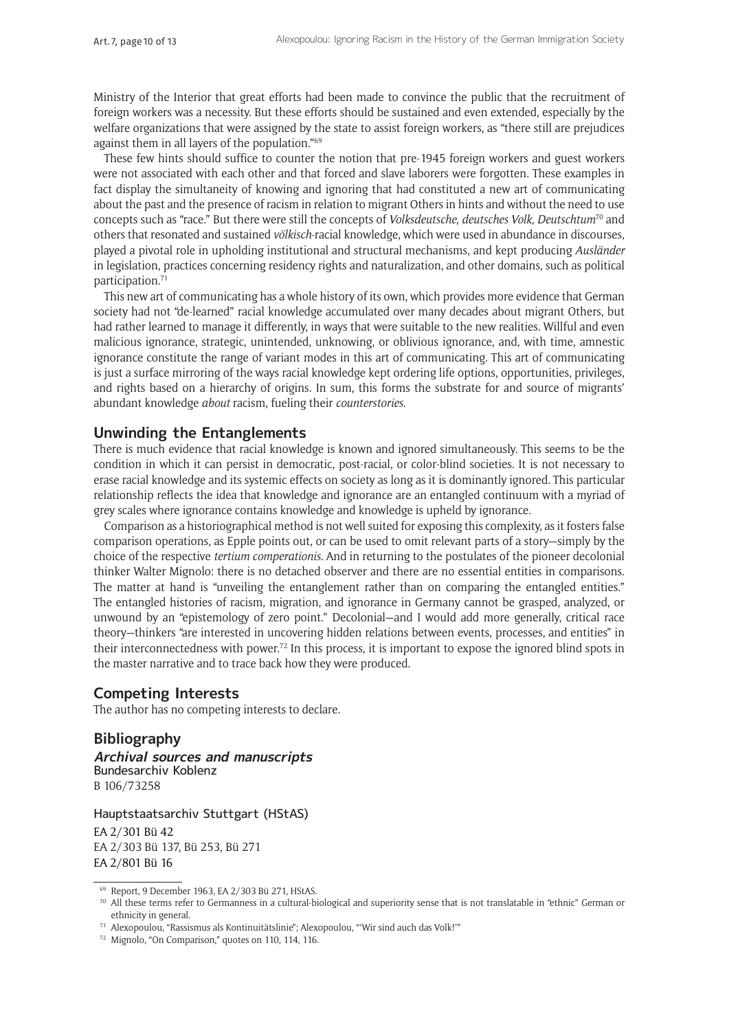Ministry of the Interior that great efforts had been made to convince the public that the recruitment of foreign workers was a necessity. But these efforts should be sustained and even extended, especially by the welfare organizations that were assigned by the state to assist foreign workers, as "there still are prejudices against them in all layers of the population."[69]

These few hints should suffice to counter the notion that pre-1945 foreign workers and guest workers were not associated with each other and that forced and slave laborers were forgotten. These examples in fact display the simultaneity of knowing and ignoring that had constituted a new art of communicating about the past and the presence of racism in relation to migrant Others in hints and without the need to use concepts such as "race." But there were still the concepts of *Volksdeutsche*, *deutsches Volk*, *Deutschtum*[70] and others that resonated and sustained *völkisch*-racial knowledge, which were used in abundance in discourses, played a pivotal role in upholding institutional and structural mechanisms, and kept producing *Ausländer* in legislation, practices concerning residency rights and naturalization, and other domains, such as political participation.[71]

This new art of communicating has a whole history of its own, which provides more evidence that German society had not "de-learned" racial knowledge accumulated over many decades about migrant Others, but had rather learned to manage it differently, in ways that were suitable to the new realities. Willful and even malicious ignorance, strategic, unintended, unknowing, or oblivious ignorance, and, with time, amnestic ignorance constitute the range of variant modes in this art of communicating. This art of communicating is just a surface mirroring of the ways racial knowledge kept ordering life options, opportunities, privileges, and rights based on a hierarchy of origins. In sum, this forms the substrate for and source of migrants' abundant knowledge *about* racism, fueling their *counterstories*.

## Unwinding the Entanglements

There is much evidence that racial knowledge is known and ignored simultaneously. This seems to be the condition in which it can persist in democratic, post-racial, or color-blind societies. It is not necessary to erase racial knowledge and its systemic effects on society as long as it is dominantly ignored. This particular relationship reflects the idea that knowledge and ignorance are an entangled continuum with a myriad of grey scales where ignorance contains knowledge and knowledge is upheld by ignorance.

Comparison as a historiographical method is not well suited for exposing this complexity, as it fosters false comparison operations, as Epple points out, or can be used to omit relevant parts of a story—simply by the choice of the respective *tertium comperationis*. And in returning to the postulates of the pioneer decolonial thinker Walter Mignolo: there is no detached observer and there are no essential entities in comparisons. The matter at hand is "unveiling the entanglement rather than on comparing the entangled entities." The entangled histories of racism, migration, and ignorance in Germany cannot be grasped, analyzed, or unwound by an "epistemology of zero point." Decolonial—and I would add more generally, critical race theory—thinkers "are interested in uncovering hidden relations between events, processes, and entities" in their interconnectedness with power.[72] In this process, it is important to expose the ignored blind spots in the master narrative and to trace back how they were produced.

## Competing Interests

The author has no competing interests to declare.

## Bibliography

### *Archival sources and manuscripts*

Bundesarchiv Koblenz

B 106/73258

Hauptstaatsarchiv Stuttgart (HStAS)

EA 2/301 Bü 42

EA 2/303 Bü 137, Bü 253, Bü 271

EA 2/801 Bü 16

---

[69] Report, 9 December 1963, EA 2/303 Bü 271, HStAS.

[70] All these terms refer to Germanness in a cultural-biological and superiority sense that is not translatable in "ethnic" German or ethnicity in general.

[71] Alexopoulou, "Rassismus als Kontinuitätslinie"; Alexopoulou, "'Wir sind auch das Volk!'"

[72] Mignolo, "On Comparison," quotes on 110, 114, 116.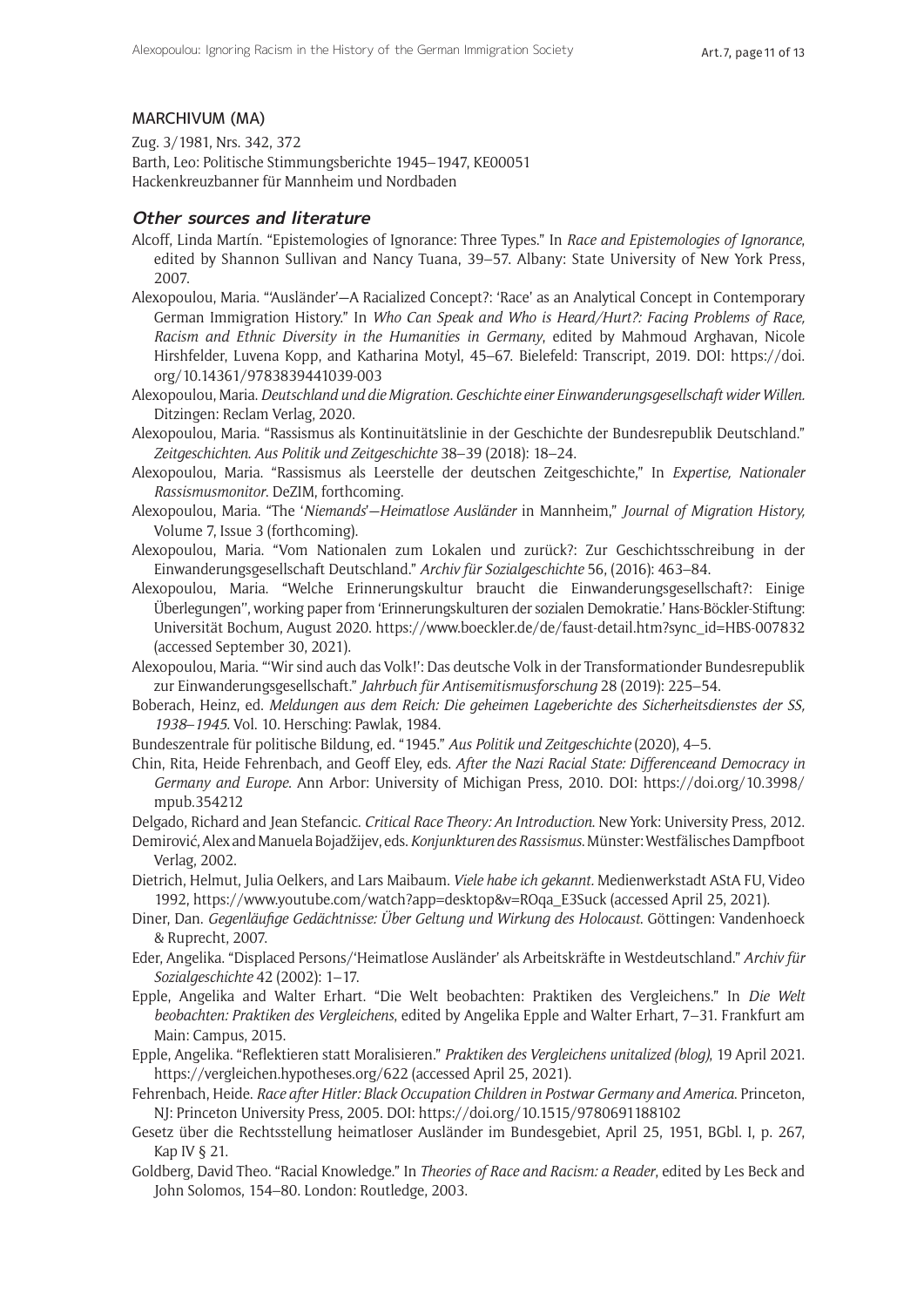MARCHIVUM (MA)

Zug. 3/1981, Nrs. 342, 372
Barth, Leo: Politische Stimmungsberichte 1945–1947, KE00051
Hackenkreuzbanner für Mannheim und Nordbaden

### *Other sources and literature*

Alcoff, Linda Martín. "Epistemologies of Ignorance: Three Types." In *Race and Epistemologies of Ignorance*, edited by Shannon Sullivan and Nancy Tuana, 39–57. Albany: State University of New York Press, 2007.

Alexopoulou, Maria. "'Ausländer'—A Racialized Concept?: 'Race' as an Analytical Concept in Contemporary German Immigration History." In *Who Can Speak and Who is Heard/Hurt?: Facing Problems of Race, Racism and Ethnic Diversity in the Humanities in Germany*, edited by Mahmoud Arghavan, Nicole Hirshfelder, Luvena Kopp, and Katharina Motyl, 45–67. Bielefeld: Transcript, 2019. DOI: https://doi.org/10.14361/9783839441039-003

Alexopoulou, Maria. *Deutschland und die Migration. Geschichte einer Einwanderungsgesellschaft wider Willen*. Ditzingen: Reclam Verlag, 2020.

Alexopoulou, Maria. "Rassismus als Kontinuitätslinie in der Geschichte der Bundesrepublik Deutschland." *Zeitgeschichten. Aus Politik und Zeitgeschichte* 38–39 (2018): 18–24.

Alexopoulou, Maria. "Rassismus als Leerstelle der deutschen Zeitgeschichte," In *Expertise, Nationaler Rassismusmonitor*. DeZIM, forthcoming.

Alexopoulou, Maria. "The '*Niemands*'—*Heimatlose Ausländer* in Mannheim," *Journal of Migration History*, Volume 7, Issue 3 (forthcoming).

Alexopoulou, Maria. "Vom Nationalen zum Lokalen und zurück?: Zur Geschichtsschreibung in der Einwanderungsgesellschaft Deutschland." *Archiv für Sozialgeschichte* 56, (2016): 463–84.

Alexopoulou, Maria. "Welche Erinnerungskultur braucht die Einwanderungsgesellschaft?: Einige Überlegungen'', working paper from 'Erinnerungskulturen der sozialen Demokratie.' Hans-Böckler-Stiftung: Universität Bochum, August 2020. https://www.boeckler.de/de/faust-detail.htm?sync_id=HBS-007832 (accessed September 30, 2021).

Alexopoulou, Maria. "'Wir sind auch das Volk!': Das deutsche Volk in der Transformationder Bundesrepublik zur Einwanderungsgesellschaft." *Jahrbuch für Antisemitismusforschung* 28 (2019): 225–54.

Boberach, Heinz, ed. *Meldungen aus dem Reich: Die geheimen Lageberichte des Sicherheitsdienstes der SS, 1938–1945*. Vol. 10. Hersching: Pawlak, 1984.

Bundeszentrale für politische Bildung, ed. "1945." *Aus Politik und Zeitgeschichte* (2020), 4–5.

Chin, Rita, Heide Fehrenbach, and Geoff Eley, eds. *After the Nazi Racial State: Differenceand Democracy in Germany and Europe*. Ann Arbor: University of Michigan Press, 2010. DOI: https://doi.org/10.3998/mpub.354212

Delgado, Richard and Jean Stefancic. *Critical Race Theory: An Introduction*. New York: University Press, 2012.

Demirović, Alex and Manuela Bojadžijev, eds. *Konjunkturen des Rassismus*. Münster: Westfälisches Dampfboot Verlag, 2002.

Dietrich, Helmut, Julia Oelkers, and Lars Maibaum. *Viele habe ich gekannt*. Medienwerkstadt AStA FU, Video 1992, https://www.youtube.com/watch?app=desktop&v=ROqa_E3Suck (accessed April 25, 2021).

Diner, Dan. *Gegenläufige Gedächtnisse: Über Geltung und Wirkung des Holocaust*. Göttingen: Vandenhoeck & Ruprecht, 2007.

Eder, Angelika. "Displaced Persons/'Heimatlose Ausländer' als Arbeitskräfte in Westdeutschland." *Archiv für Sozialgeschichte* 42 (2002): 1–17.

Epple, Angelika and Walter Erhart. "Die Welt beobachten: Praktiken des Vergleichens." In *Die Welt beobachten: Praktiken des Vergleichens*, edited by Angelika Epple and Walter Erhart, 7–31. Frankfurt am Main: Campus, 2015.

Epple, Angelika. "Reflektieren statt Moralisieren." *Praktiken des Vergleichens unitalized (blog)*, 19 April 2021. https://vergleichen.hypotheses.org/622 (accessed April 25, 2021).

Fehrenbach, Heide. *Race after Hitler: Black Occupation Children in Postwar Germany and America*. Princeton, NJ: Princeton University Press, 2005. DOI: https://doi.org/10.1515/9780691188102

Gesetz über die Rechtsstellung heimatloser Ausländer im Bundesgebiet, April 25, 1951, BGbl. I, p. 267, Kap IV § 21.

Goldberg, David Theo. "Racial Knowledge." In *Theories of Race and Racism: a Reader*, edited by Les Beck and John Solomos, 154–80. London: Routledge, 2003.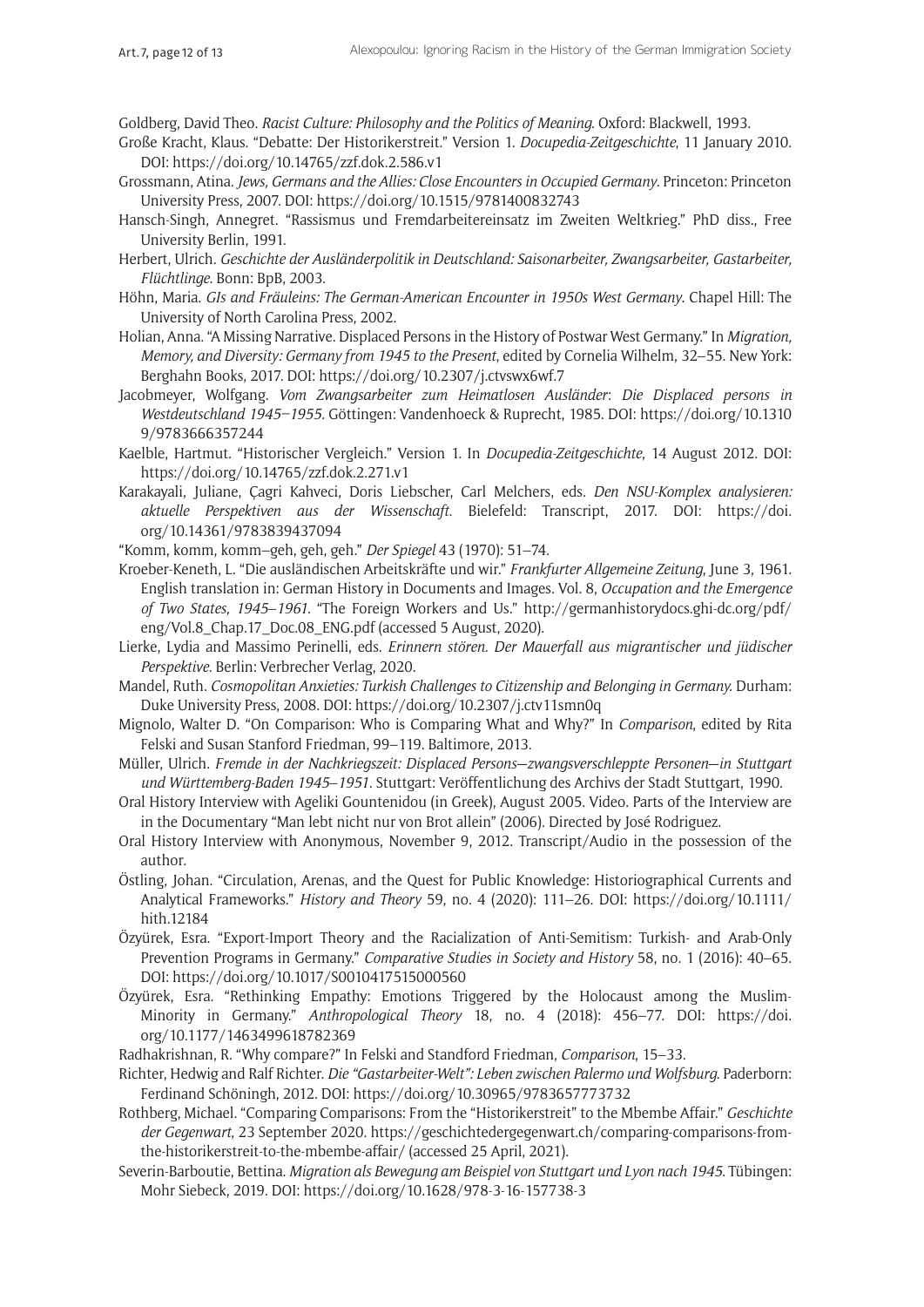Goldberg, David Theo. *Racist Culture: Philosophy and the Politics of Meaning*. Oxford: Blackwell, 1993.

Große Kracht, Klaus. "Debatte: Der Historikerstreit." Version 1. *Docupedia-Zeitgeschichte*, 11 January 2010. DOI: https://doi.org/10.14765/zzf.dok.2.586.v1

Grossmann, Atina. *Jews, Germans and the Allies: Close Encounters in Occupied Germany*. Princeton: Princeton University Press, 2007. DOI: https://doi.org/10.1515/9781400832743

Hansch-Singh, Annegret. "Rassismus und Fremdarbeitereinsatz im Zweiten Weltkrieg." PhD diss., Free University Berlin, 1991.

Herbert, Ulrich. *Geschichte der Ausländerpolitik in Deutschland: Saisonarbeiter, Zwangsarbeiter, Gastarbeiter, Flüchtlinge*. Bonn: BpB, 2003.

Höhn, Maria. *GIs and Fräuleins: The German-American Encounter in 1950s West Germany*. Chapel Hill: The University of North Carolina Press, 2002.

Holian, Anna. "A Missing Narrative. Displaced Persons in the History of Postwar West Germany." In *Migration, Memory, and Diversity: Germany from 1945 to the Present*, edited by Cornelia Wilhelm, 32–55. New York: Berghahn Books, 2017. DOI: https://doi.org/10.2307/j.ctvswx6wf.7

Jacobmeyer, Wolfgang. *Vom Zwangsarbeiter zum Heimatlosen Ausländer*: *Die Displaced persons in Westdeutschland 1945–1955*. Göttingen: Vandenhoeck & Ruprecht, 1985. DOI: https://doi.org/10.13109/9783666357244

Kaelble, Hartmut. "Historischer Vergleich." Version 1. In *Docupedia-Zeitgeschichte*, 14 August 2012. DOI: https://doi.org/10.14765/zzf.dok.2.271.v1

Karakayali, Juliane, Çagri Kahveci, Doris Liebscher, Carl Melchers, eds. *Den NSU-Komplex analysieren: aktuelle Perspektiven aus der Wissenschaft*. Bielefeld: Transcript, 2017. DOI: https://doi.org/10.14361/9783839437094

"Komm, komm, komm–geh, geh, geh." *Der Spiegel* 43 (1970): 51–74.

Kroeber-Keneth, L. "Die ausländischen Arbeitskräfte und wir." *Frankfurter Allgemeine Zeitung*, June 3, 1961. English translation in: German History in Documents and Images. Vol. 8, *Occupation and the Emergence of Two States, 1945–1961*. "The Foreign Workers and Us." http://germanhistorydocs.ghi-dc.org/pdf/eng/Vol.8_Chap.17_Doc.08_ENG.pdf (accessed 5 August, 2020).

Lierke, Lydia and Massimo Perinelli, eds. *Erinnern stören. Der Mauerfall aus migrantischer und jüdischer Perspektive*. Berlin: Verbrecher Verlag, 2020.

Mandel, Ruth. *Cosmopolitan Anxieties: Turkish Challenges to Citizenship and Belonging in Germany*. Durham: Duke University Press, 2008. DOI: https://doi.org/10.2307/j.ctv11smn0q

Mignolo, Walter D. "On Comparison: Who is Comparing What and Why?" In *Comparison*, edited by Rita Felski and Susan Stanford Friedman, 99–119. Baltimore, 2013.

Müller, Ulrich. *Fremde in der Nachkriegszeit: Displaced Persons—zwangsverschleppte Personen—in Stuttgart und Württemberg-Baden 1945–1951*. Stuttgart: Veröffentlichung des Archivs der Stadt Stuttgart, 1990.

Oral History Interview with Ageliki Gountenidou (in Greek), August 2005. Video. Parts of the Interview are in the Documentary "Man lebt nicht nur von Brot allein" (2006). Directed by José Rodriguez.

Oral History Interview with Anonymous, November 9, 2012. Transcript/Audio in the possession of the author.

Östling, Johan. "Circulation, Arenas, and the Quest for Public Knowledge: Historiographical Currents and Analytical Frameworks." *History and Theory* 59, no. 4 (2020): 111–26. DOI: https://doi.org/10.1111/hith.12184

Özyürek, Esra. "Export-Import Theory and the Racialization of Anti-Semitism: Turkish- and Arab-Only Prevention Programs in Germany." *Comparative Studies in Society and History* 58, no. 1 (2016): 40–65. DOI: https://doi.org/10.1017/S0010417515000560

Özyürek, Esra. "Rethinking Empathy: Emotions Triggered by the Holocaust among the Muslim-Minority in Germany." *Anthropological Theory* 18, no. 4 (2018): 456–77. DOI: https://doi.org/10.1177/1463499618782369

Radhakrishnan, R. "Why compare?" In Felski and Standford Friedman, *Comparison*, 15–33.

Richter, Hedwig and Ralf Richter. *Die "Gastarbeiter-Welt": Leben zwischen Palermo und Wolfsburg*. Paderborn: Ferdinand Schöningh, 2012. DOI: https://doi.org/10.30965/9783657773732

Rothberg, Michael. "Comparing Comparisons: From the "Historikerstreit" to the Mbembe Affair." *Geschichte der Gegenwart*, 23 September 2020. https://geschichtedergegenwart.ch/comparing-comparisons-from-the-historikerstreit-to-the-mbembe-affair/ (accessed 25 April, 2021).

Severin-Barboutie, Bettina. *Migration als Bewegung am Beispiel von Stuttgart und Lyon nach 1945*. Tübingen: Mohr Siebeck, 2019. DOI: https://doi.org/10.1628/978-3-16-157738-3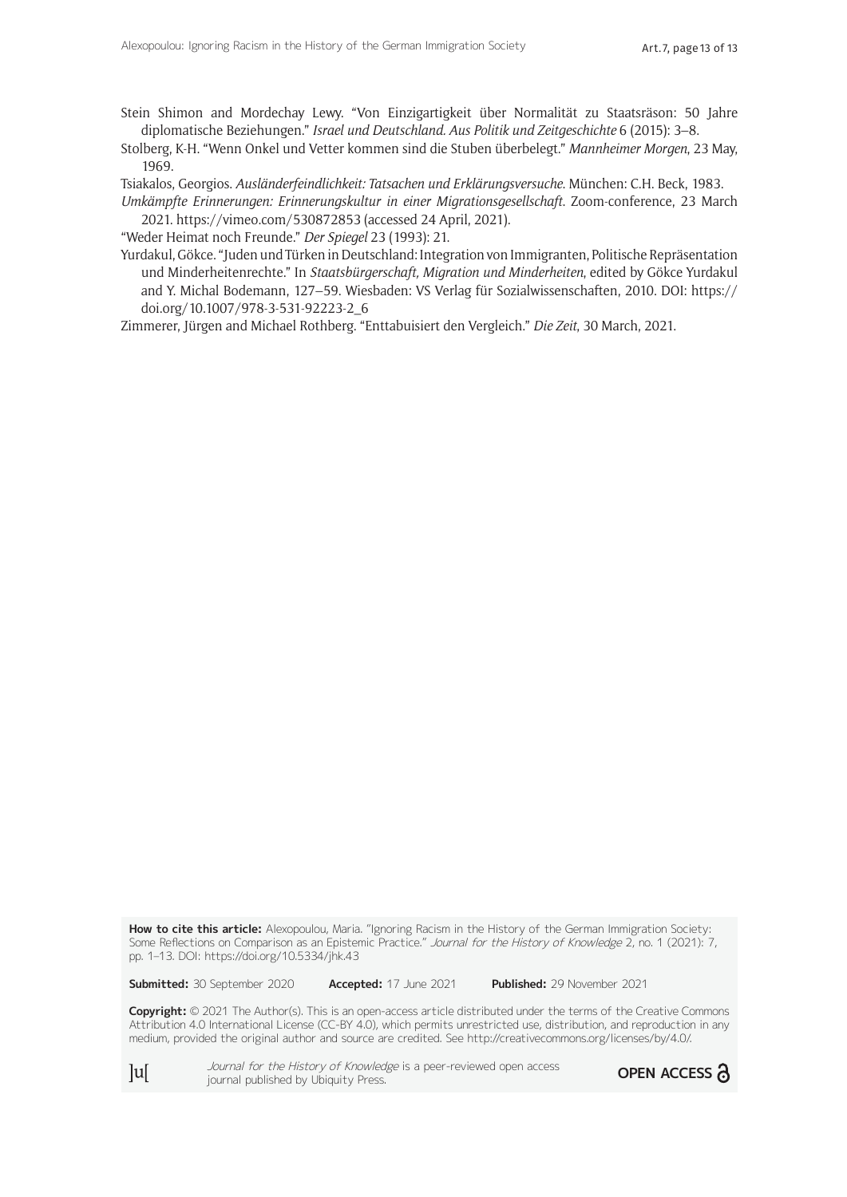Stein Shimon and Mordechay Lewy. "Von Einzigartigkeit über Normalität zu Staatsräson: 50 Jahre diplomatische Beziehungen." *Israel und Deutschland. Aus Politik und Zeitgeschichte* 6 (2015): 3–8.

Stolberg, K-H. "Wenn Onkel und Vetter kommen sind die Stuben überbelegt." *Mannheimer Morgen*, 23 May, 1969.

Tsiakalos, Georgios. *Ausländerfeindlichkeit: Tatsachen und Erklärungsversuche*. München: C.H. Beck, 1983.

*Umkämpfte Erinnerungen: Erinnerungskultur in einer Migrationsgesellschaft*. Zoom-conference, 23 March 2021. https://vimeo.com/530872853 (accessed 24 April, 2021).

"Weder Heimat noch Freunde." *Der Spiegel* 23 (1993): 21.

Yurdakul, Gökce. "Juden und Türken in Deutschland: Integration von Immigranten, Politische Repräsentation und Minderheitenrechte." In *Staatsbürgerschaft, Migration und Minderheiten*, edited by Gökce Yurdakul and Y. Michal Bodemann, 127–59. Wiesbaden: VS Verlag für Sozialwissenschaften, 2010. DOI: https://doi.org/10.1007/978-3-531-92223-2_6

Zimmerer, Jürgen and Michael Rothberg. "Enttabuisiert den Vergleich." *Die Zeit*, 30 March, 2021.

**How to cite this article:** Alexopoulou, Maria. "Ignoring Racism in the History of the German Immigration Society: Some Reflections on Comparison as an Epistemic Practice." *Journal for the History of Knowledge* 2, no. 1 (2021): 7, pp. 1–13. DOI: https://doi.org/10.5334/jhk.43

**Submitted:** 30 September 2020 **Accepted:** 17 June 2021 **Published:** 29 November 2021

**Copyright:** © 2021 The Author(s). This is an open-access article distributed under the terms of the Creative Commons Attribution 4.0 International License (CC-BY 4.0), which permits unrestricted use, distribution, and reproduction in any medium, provided the original author and source are credited. See http://creativecommons.org/licenses/by/4.0/.

*Journal for the History of Knowledge* is a peer-reviewed open access journal published by Ubiquity Press.

OPEN ACCESS